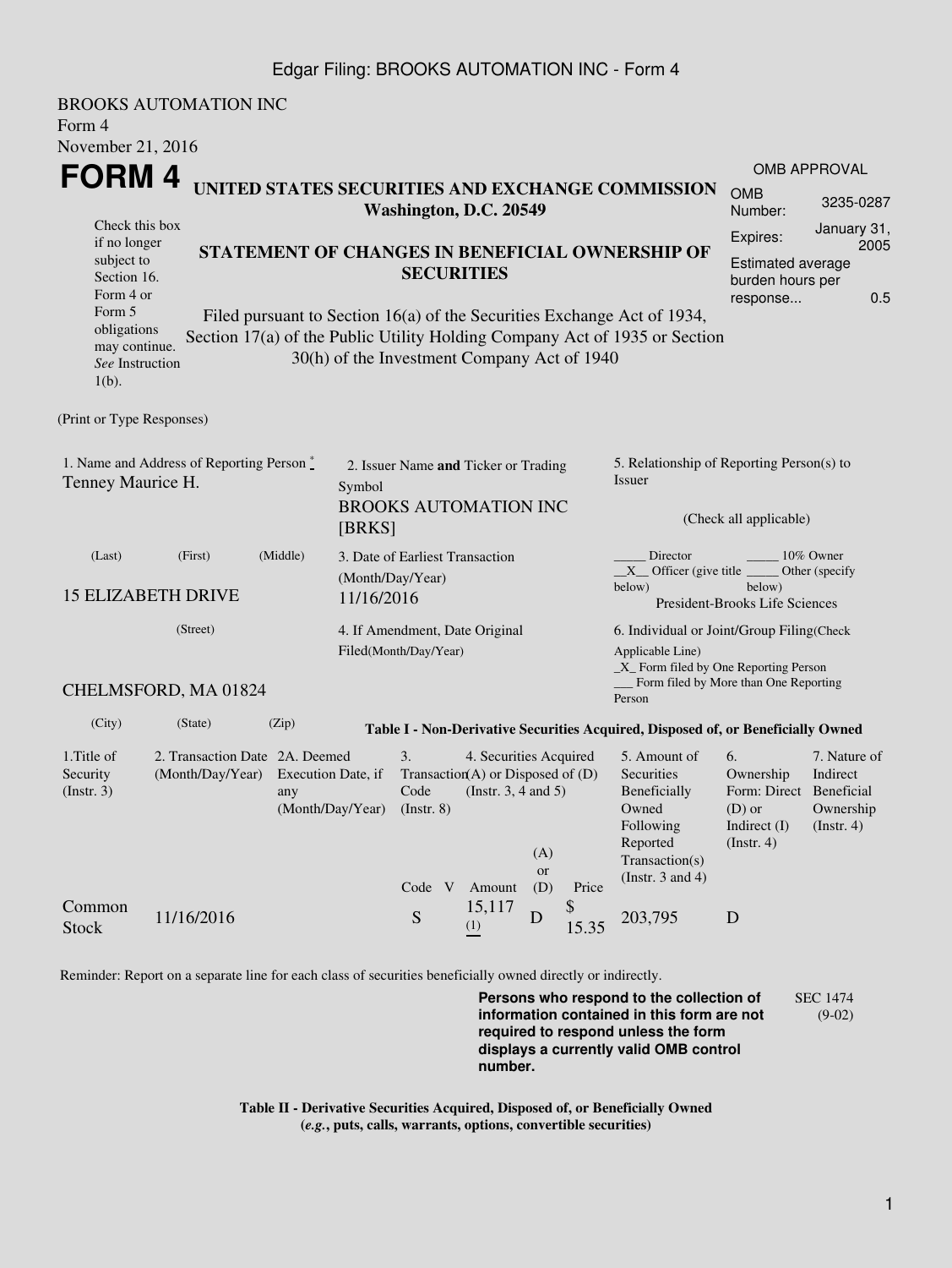BROOKS AUTOMATION INC
Form 4
November 21, 2016

# FORM 4

**UNITED STATES SECURITIES AND EXCHANGE COMMISSION**
**Washington, D.C. 20549**

Check this box if no longer subject to Section 16. Form 4 or Form 5 obligations may continue. *See* Instruction 1(b).

**STATEMENT OF CHANGES IN BENEFICIAL OWNERSHIP OF SECURITIES**

Filed pursuant to Section 16(a) of the Securities Exchange Act of 1934, Section 17(a) of the Public Utility Holding Company Act of 1935 or Section 30(h) of the Investment Company Act of 1940

| OMB APPROVAL | |
|---|---|
| OMB Number: | 3235-0287 |
| Expires: | January 31, 2005 |
| Estimated average burden hours per response... | 0.5 |

(Print or Type Responses)

1. Name and Address of Reporting Person *
Tenney Maurice H.

(Last) (First) (Middle)

15 ELIZABETH DRIVE

(Street)

CHELMSFORD, MA 01824

(City) (State) (Zip)

2. Issuer Name **and** Ticker or Trading Symbol
BROOKS AUTOMATION INC [BRKS]

3. Date of Earliest Transaction (Month/Day/Year)
11/16/2016

4. If Amendment, Date Original Filed(Month/Day/Year)

5. Relationship of Reporting Person(s) to Issuer

(Check all applicable)

_____ Director _____ 10% Owner
__X__ Officer (give title below) _____ Other (specify below)
President-Brooks Life Sciences

6. Individual or Joint/Group Filing(Check Applicable Line)
_X_ Form filed by One Reporting Person
___ Form filed by More than One Reporting Person

**Table I - Non-Derivative Securities Acquired, Disposed of, or Beneficially Owned**

| 1.Title of Security (Instr. 3) | 2. Transaction Date (Month/Day/Year) | 2A. Deemed Execution Date, if any (Month/Day/Year) | 3. Transaction Code (Instr. 8) | | 4. Securities Acquired (A) or Disposed of (D) (Instr. 3, 4 and 5) | | | 5. Amount of Securities Beneficially Owned Following Reported Transaction(s) (Instr. 3 and 4) | 6. Ownership Form: Direct (D) or Indirect (I) (Instr. 4) | 7. Nature of Indirect Beneficial Ownership (Instr. 4) |
|---|---|---|---|---|---|---|---|---|---|---|
| | | | Code | V | Amount | (A) or (D) | Price | | | |
| Common Stock | 11/16/2016 | | S | | 15,117 (1) | D | $ 15.35 | 203,795 | D | |

Reminder: Report on a separate line for each class of securities beneficially owned directly or indirectly.

**Persons who respond to the collection of information contained in this form are not required to respond unless the form displays a currently valid OMB control number.**

SEC 1474 (9-02)

**Table II - Derivative Securities Acquired, Disposed of, or Beneficially Owned**
**(*e.g.*, puts, calls, warrants, options, convertible securities)**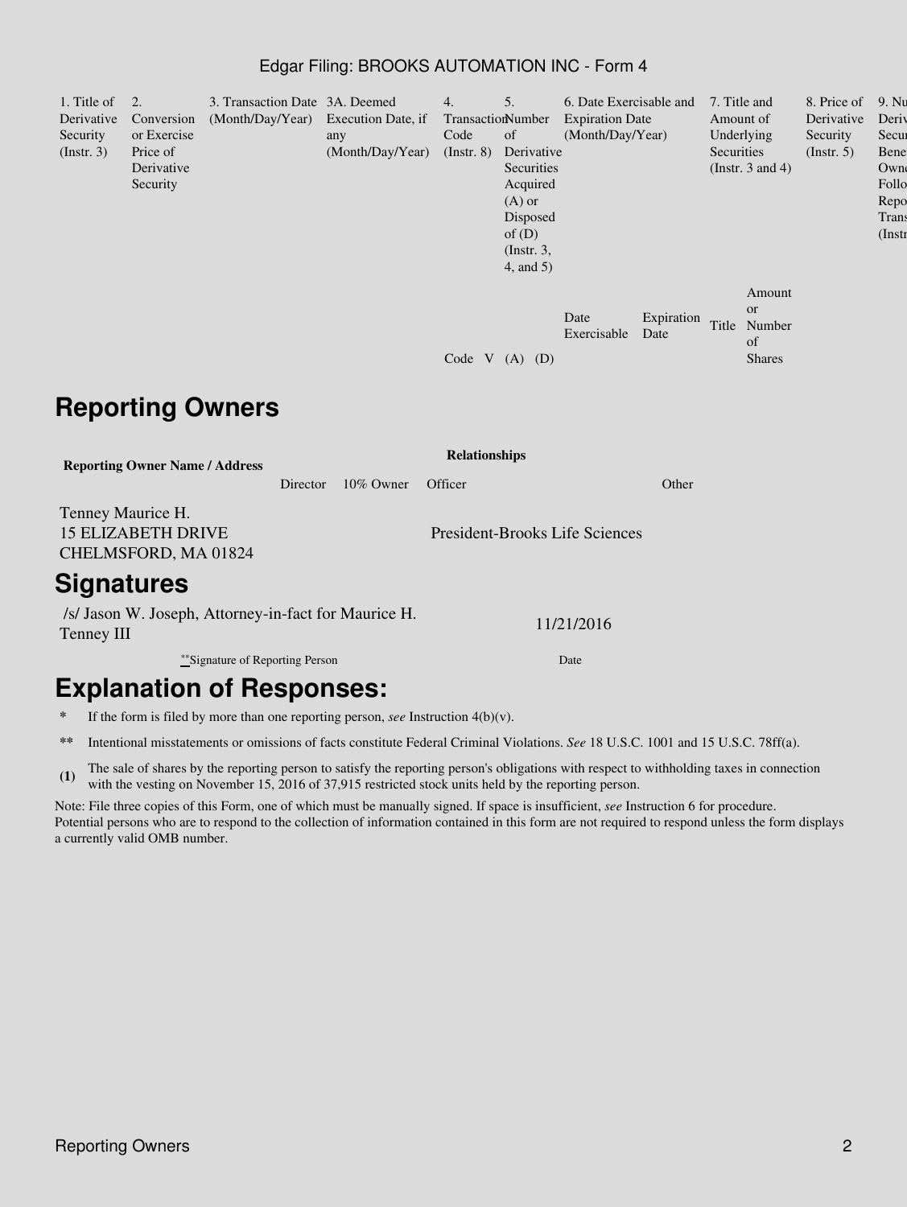| 1. Title of Derivative Security (Instr. 3) | 2. Conversion or Exercise Price of Derivative Security | 3. Transaction Date (Month/Day/Year) | 3A. Deemed Execution Date, if any (Month/Day/Year) | 4. Transaction Code (Instr. 8) | | 5. Number of Derivative Securities Acquired (A) or Disposed of (D) (Instr. 3, 4, and 5) | | 6. Date Exercisable and Expiration Date (Month/Day/Year) | | 7. Title and Amount of Underlying Securities (Instr. 3 and 4) | | 8. Price of Derivative Security (Instr. 5) | 9. Nu Deriv Secur Bene Owne Follo Repo Trans (Instr |
|---|---|---|---|---|---|---|---|---|---|---|---|---|---|
| | | | | Code | V | (A) | (D) | Date Exercisable | Expiration Date | Title | Amount or Number of Shares | | |

## Reporting Owners

| Reporting Owner Name / Address | Relationships | | | |
|---|---|---|---|---|
| | Director | 10% Owner | Officer | Other |
| Tenney Maurice H.<br>15 ELIZABETH DRIVE<br>CHELMSFORD, MA 01824 | | | President-Brooks Life Sciences | |

## Signatures

| | |
|---|---|
| /s/ Jason W. Joseph, Attorney-in-fact for Maurice H. Tenney III | 11/21/2016 |
| **Signature of Reporting Person | Date |

## Explanation of Responses:

\* If the form is filed by more than one reporting person, *see* Instruction 4(b)(v).

** Intentional misstatements or omissions of facts constitute Federal Criminal Violations. *See* 18 U.S.C. 1001 and 15 U.S.C. 78ff(a).

**(1)** The sale of shares by the reporting person to satisfy the reporting person's obligations with respect to withholding taxes in connection with the vesting on November 15, 2016 of 37,915 restricted stock units held by the reporting person.

Note: File three copies of this Form, one of which must be manually signed. If space is insufficient, *see* Instruction 6 for procedure.
Potential persons who are to respond to the collection of information contained in this form are not required to respond unless the form displays a currently valid OMB number.